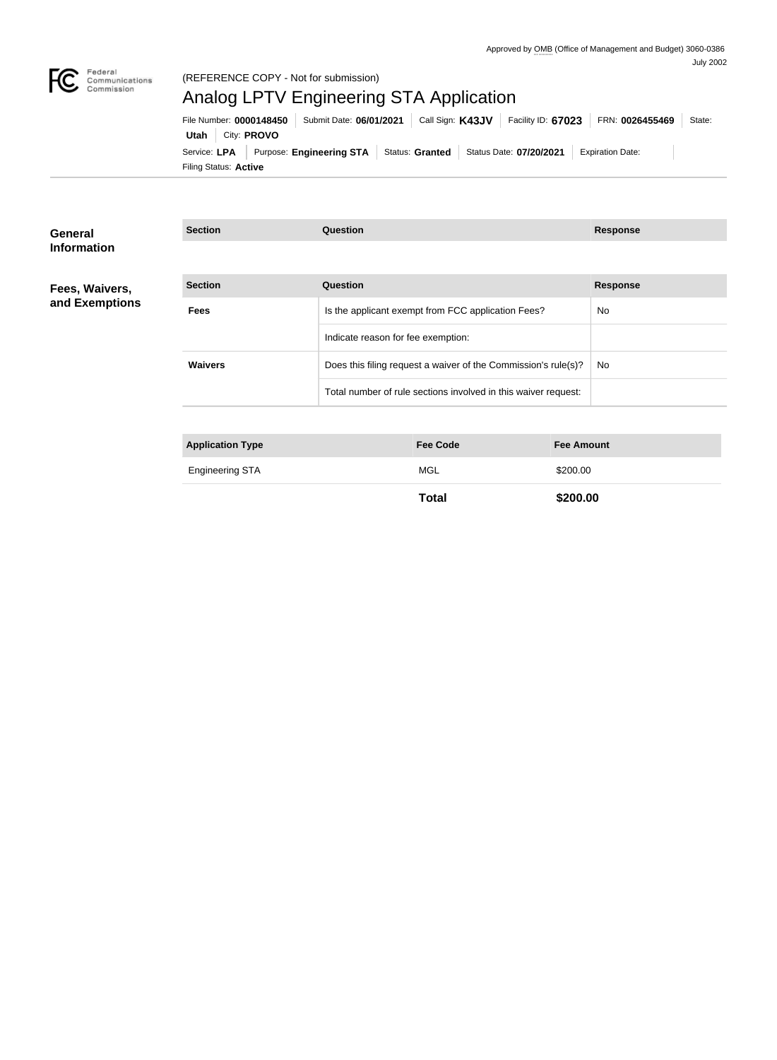Approved by OMB (Office of Management and Budget) 3060-0386
July 2002

Federal Communications Commission

(REFERENCE COPY - Not for submission)

# Analog LPTV Engineering STA Application

File Number: **0000148450** | Submit Date: **06/01/2021** | Call Sign: **K43JV** | Facility ID: **67023** | FRN: **0026455469** | State: **Utah** | City: **PROVO**

Service: **LPA** | Purpose: **Engineering STA** | Status: **Granted** | Status Date: **07/20/2021** | Expiration Date: | Filing Status: **Active**

## General Information

| Section | Question | Response |
| --- | --- | --- |

## Fees, Waivers, and Exemptions

| Section | Question | Response |
| --- | --- | --- |
| **Fees** | Is the applicant exempt from FCC application Fees? | No |
| | Indicate reason for fee exemption: | |
| **Waivers** | Does this filing request a waiver of the Commission's rule(s)? | No |
| | Total number of rule sections involved in this waiver request: | |

| Application Type | Fee Code | Fee Amount |
| --- | --- | --- |
| Engineering STA | MGL | $200.00 |
| | **Total** | **$200.00** |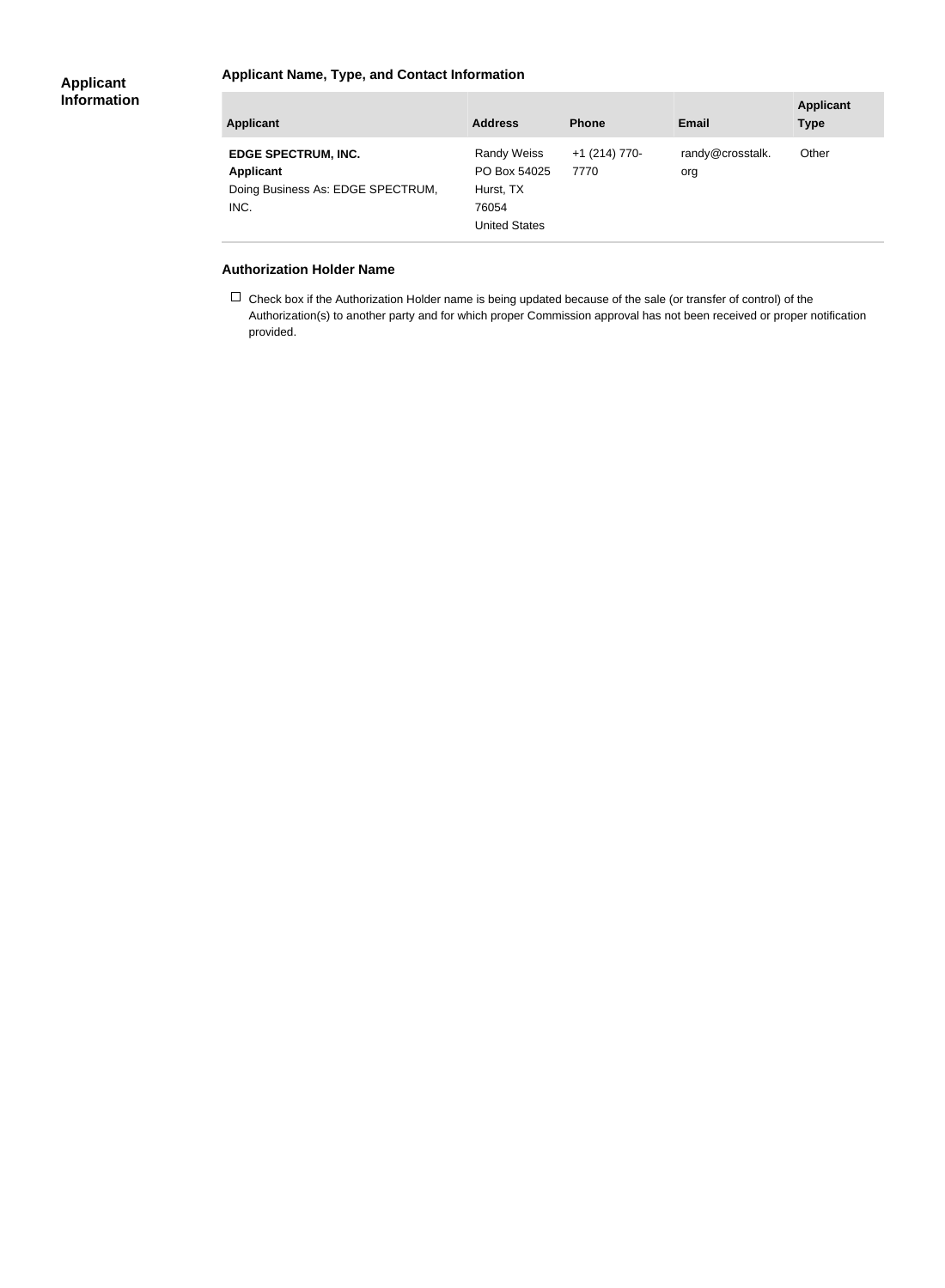## Applicant Information

### Applicant Name, Type, and Contact Information

| Applicant | Address | Phone | Email | Applicant Type |
|---|---|---|---|---|
| **EDGE SPECTRUM, INC.**<br>**Applicant**<br>Doing Business As: EDGE SPECTRUM, INC. | Randy Weiss<br>PO Box 54025<br>Hurst, TX<br>76054<br>United States | +1 (214) 770-7770 | randy@crosstalk.org | Other |

### Authorization Holder Name

☐ Check box if the Authorization Holder name is being updated because of the sale (or transfer of control) of the Authorization(s) to another party and for which proper Commission approval has not been received or proper notification provided.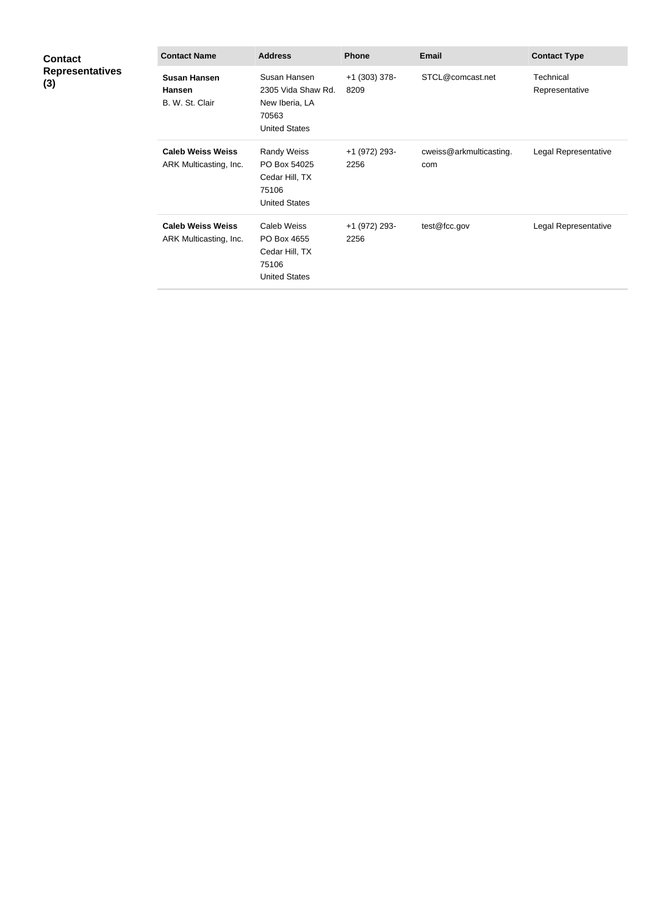**Contact Representatives (3)**

| Contact Name | Address | Phone | Email | Contact Type |
| --- | --- | --- | --- | --- |
| **Susan Hansen Hansen** B. W. St. Clair | Susan Hansen 2305 Vida Shaw Rd. New Iberia, LA 70563 United States | +1 (303) 378-8209 | STCL@comcast.net | Technical Representative |
| **Caleb Weiss Weiss** ARK Multicasting, Inc. | Randy Weiss PO Box 54025 Cedar Hill, TX 75106 United States | +1 (972) 293-2256 | cweiss@arkmulticasting.com | Legal Representative |
| **Caleb Weiss Weiss** ARK Multicasting, Inc. | Caleb Weiss PO Box 4655 Cedar Hill, TX 75106 United States | +1 (972) 293-2256 | test@fcc.gov | Legal Representative |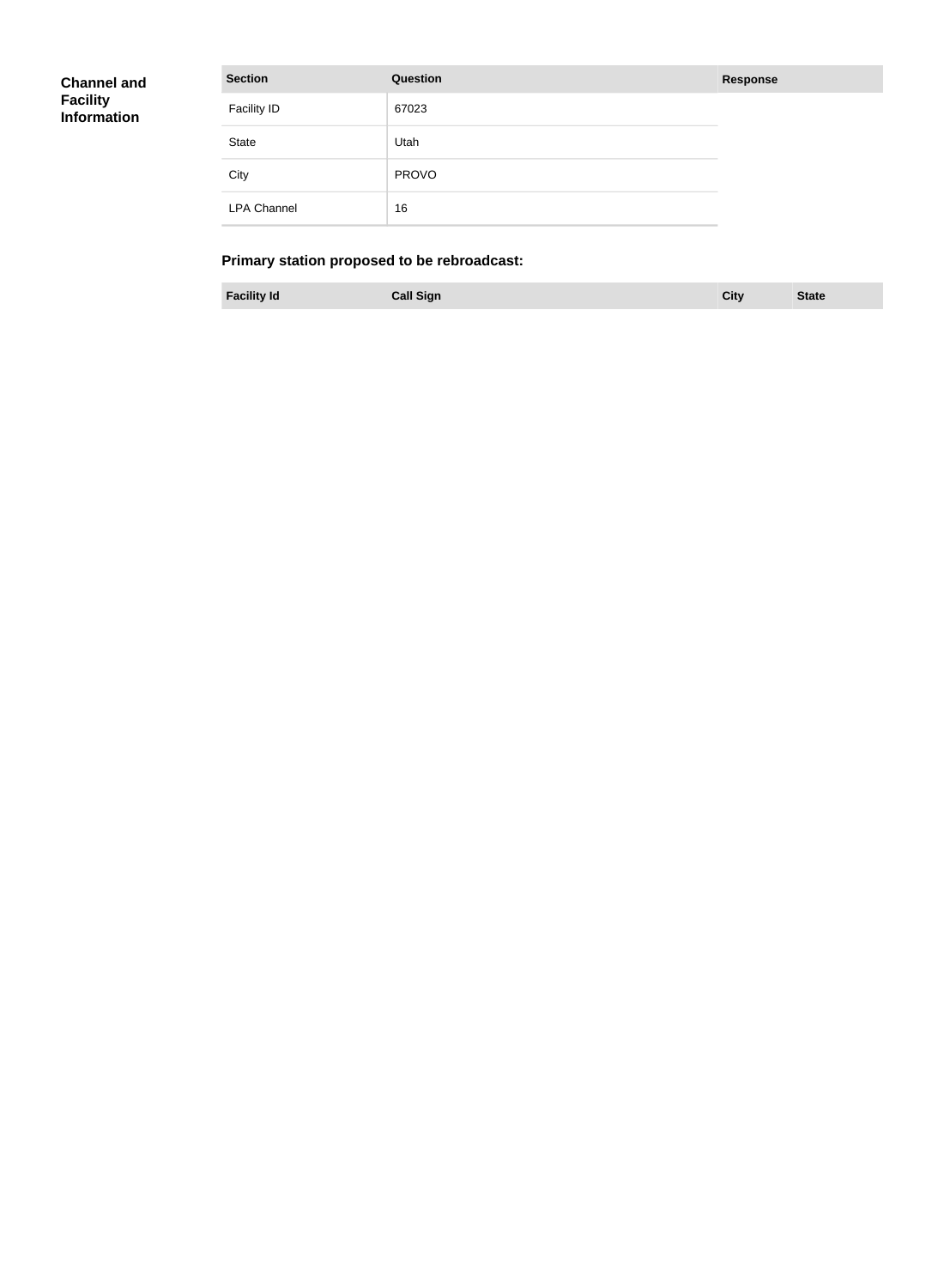**Channel and Facility Information**

| Section | Question | Response |
| --- | --- | --- |
| Facility ID | 67023 | |
| State | Utah | |
| City | PROVO | |
| LPA Channel | 16 | |

### Primary station proposed to be rebroadcast:

| Facility Id | Call Sign | City | State |
| --- | --- | --- | --- |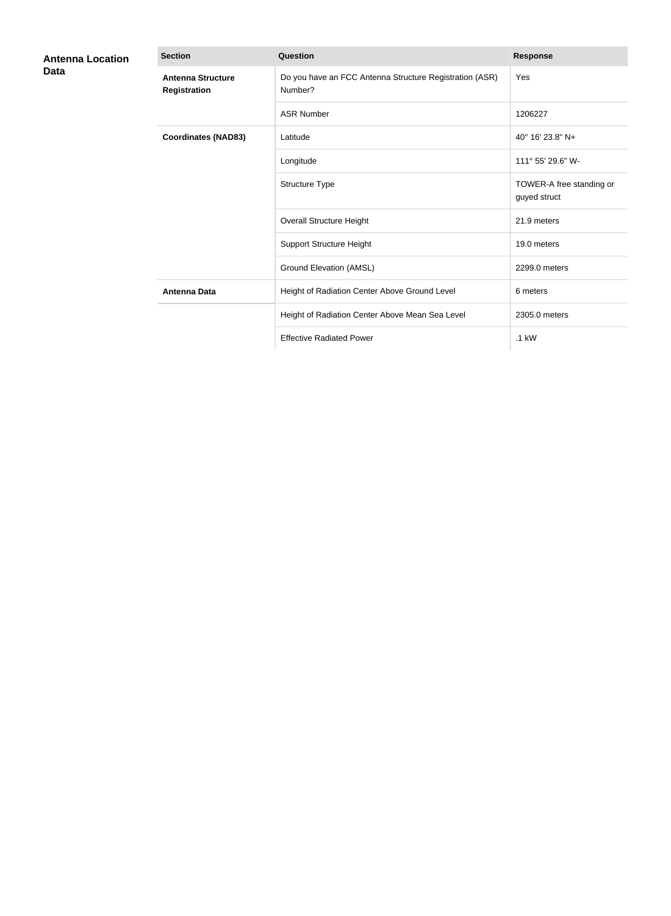## Antenna Location Data

| Section | Question | Response |
| --- | --- | --- |
| **Antenna Structure Registration** | Do you have an FCC Antenna Structure Registration (ASR) Number? | Yes |
| | ASR Number | 1206227 |
| **Coordinates (NAD83)** | Latitude | 40° 16' 23.8" N+ |
| | Longitude | 111° 55' 29.6" W- |
| | Structure Type | TOWER-A free standing or guyed struct |
| | Overall Structure Height | 21.9 meters |
| | Support Structure Height | 19.0 meters |
| | Ground Elevation (AMSL) | 2299.0 meters |
| **Antenna Data** | Height of Radiation Center Above Ground Level | 6 meters |
| | Height of Radiation Center Above Mean Sea Level | 2305.0 meters |
| | Effective Radiated Power | .1 kW |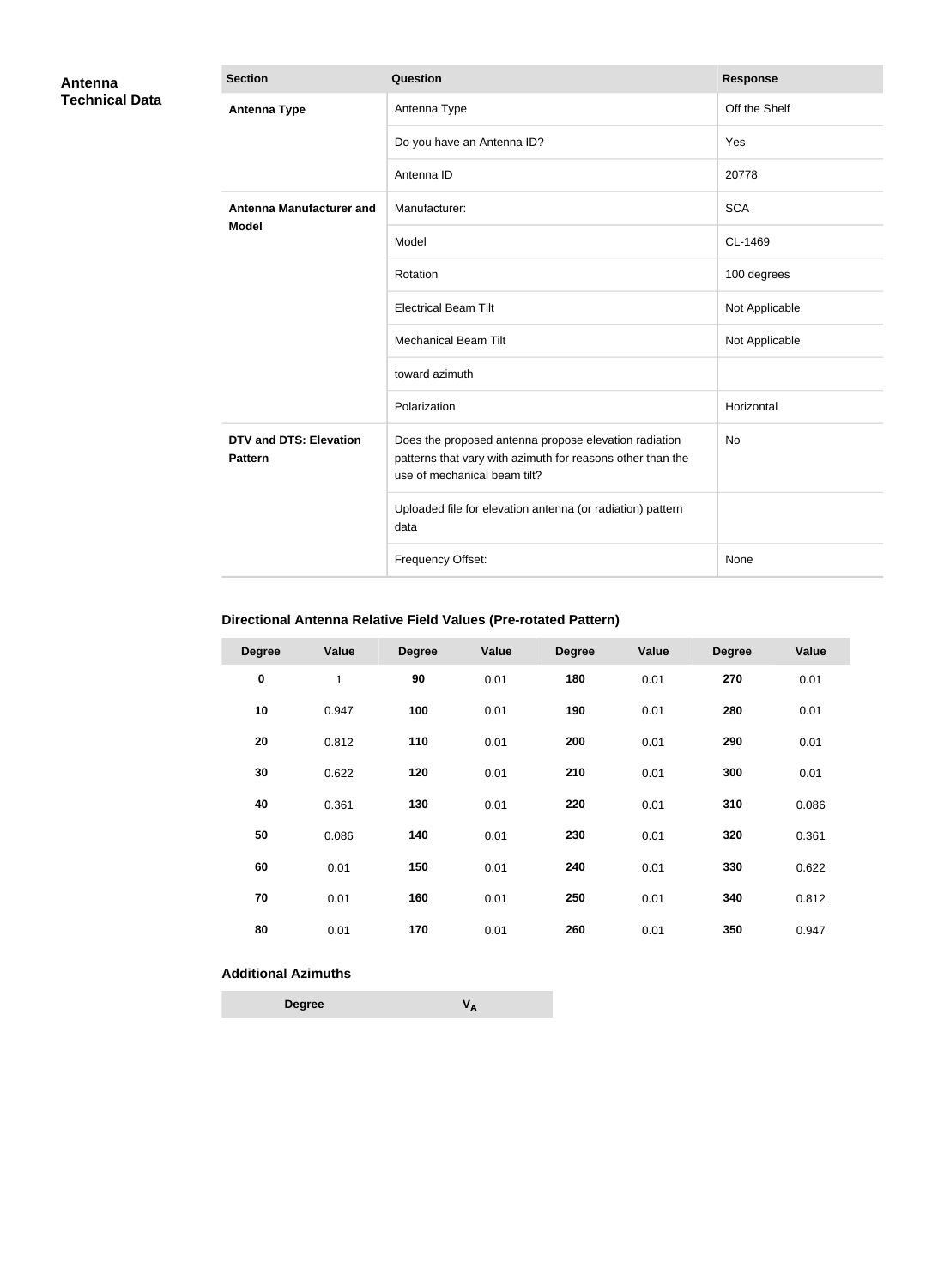## Antenna Technical Data

| Section | Question | Response |
|---|---|---|
| **Antenna Type** | Antenna Type | Off the Shelf |
| | Do you have an Antenna ID? | Yes |
| | Antenna ID | 20778 |
| **Antenna Manufacturer and Model** | Manufacturer: | SCA |
| | Model | CL-1469 |
| | Rotation | 100 degrees |
| | Electrical Beam Tilt | Not Applicable |
| | Mechanical Beam Tilt | Not Applicable |
| | toward azimuth | |
| | Polarization | Horizontal |
| **DTV and DTS: Elevation Pattern** | Does the proposed antenna propose elevation radiation patterns that vary with azimuth for reasons other than the use of mechanical beam tilt? | No |
| | Uploaded file for elevation antenna (or radiation) pattern data | |
| | Frequency Offset: | None |

### Directional Antenna Relative Field Values (Pre-rotated Pattern)

| Degree | Value | Degree | Value | Degree | Value | Degree | Value |
|---|---|---|---|---|---|---|---|
| **0** | 1 | **90** | 0.01 | **180** | 0.01 | **270** | 0.01 |
| **10** | 0.947 | **100** | 0.01 | **190** | 0.01 | **280** | 0.01 |
| **20** | 0.812 | **110** | 0.01 | **200** | 0.01 | **290** | 0.01 |
| **30** | 0.622 | **120** | 0.01 | **210** | 0.01 | **300** | 0.01 |
| **40** | 0.361 | **130** | 0.01 | **220** | 0.01 | **310** | 0.086 |
| **50** | 0.086 | **140** | 0.01 | **230** | 0.01 | **320** | 0.361 |
| **60** | 0.01 | **150** | 0.01 | **240** | 0.01 | **330** | 0.622 |
| **70** | 0.01 | **160** | 0.01 | **250** | 0.01 | **340** | 0.812 |
| **80** | 0.01 | **170** | 0.01 | **260** | 0.01 | **350** | 0.947 |

### Additional Azimuths

| Degree | $V_A$ |
|---|---|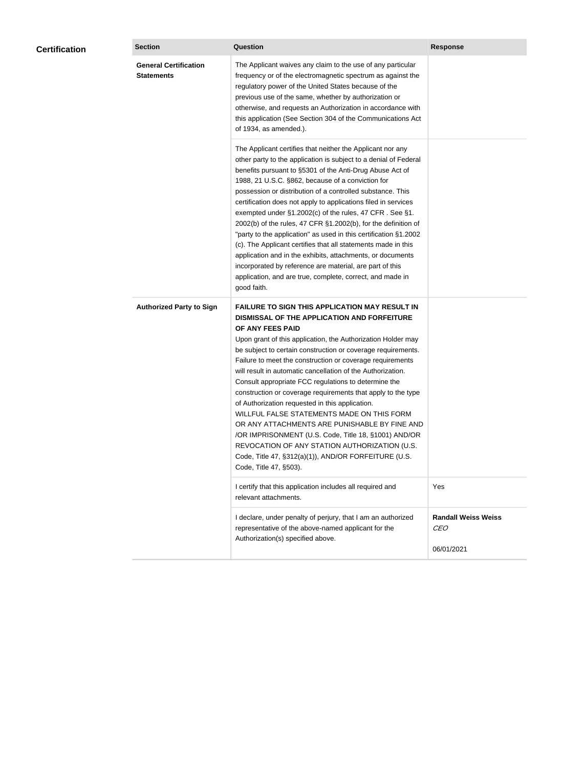## Certification

| Section | Question | Response |
| --- | --- | --- |
| **General Certification Statements** | The Applicant waives any claim to the use of any particular frequency or of the electromagnetic spectrum as against the regulatory power of the United States because of the previous use of the same, whether by authorization or otherwise, and requests an Authorization in accordance with this application (See Section 304 of the Communications Act of 1934, as amended.). | |
| | The Applicant certifies that neither the Applicant nor any other party to the application is subject to a denial of Federal benefits pursuant to §5301 of the Anti-Drug Abuse Act of 1988, 21 U.S.C. §862, because of a conviction for possession or distribution of a controlled substance. This certification does not apply to applications filed in services exempted under §1.2002(c) of the rules, 47 CFR . See §1. 2002(b) of the rules, 47 CFR §1.2002(b), for the definition of "party to the application" as used in this certification §1.2002 (c). The Applicant certifies that all statements made in this application and in the exhibits, attachments, or documents incorporated by reference are material, are part of this application, and are true, complete, correct, and made in good faith. | |
| **Authorized Party to Sign** | **FAILURE TO SIGN THIS APPLICATION MAY RESULT IN DISMISSAL OF THE APPLICATION AND FORFEITURE OF ANY FEES PAID** Upon grant of this application, the Authorization Holder may be subject to certain construction or coverage requirements. Failure to meet the construction or coverage requirements will result in automatic cancellation of the Authorization. Consult appropriate FCC regulations to determine the construction or coverage requirements that apply to the type of Authorization requested in this application. WILLFUL FALSE STATEMENTS MADE ON THIS FORM OR ANY ATTACHMENTS ARE PUNISHABLE BY FINE AND /OR IMPRISONMENT (U.S. Code, Title 18, §1001) AND/OR REVOCATION OF ANY STATION AUTHORIZATION (U.S. Code, Title 47, §312(a)(1)), AND/OR FORFEITURE (U.S. Code, Title 47, §503). | |
| | I certify that this application includes all required and relevant attachments. | Yes |
| | I declare, under penalty of perjury, that I am an authorized representative of the above-named applicant for the Authorization(s) specified above. | **Randall Weiss Weiss** *CEO* 06/01/2021 |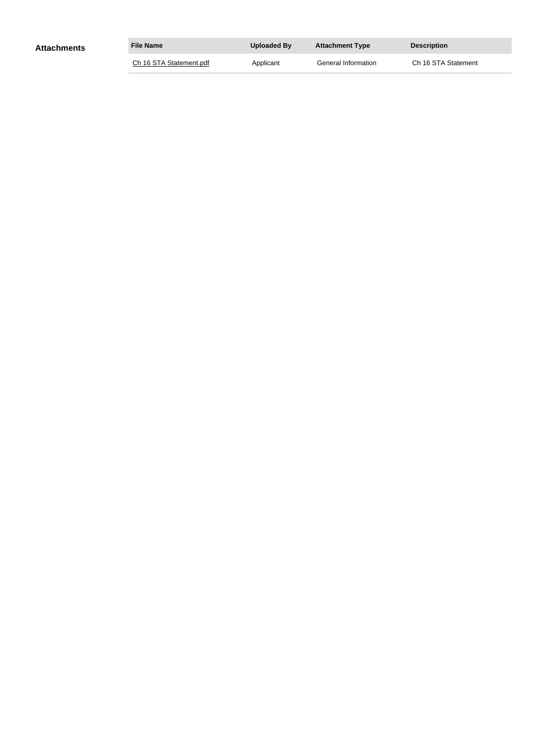**Attachments**

| File Name | Uploaded By | Attachment Type | Description |
|---|---|---|---|
| Ch 16 STA Statement.pdf | Applicant | General Information | Ch 16 STA Statement |